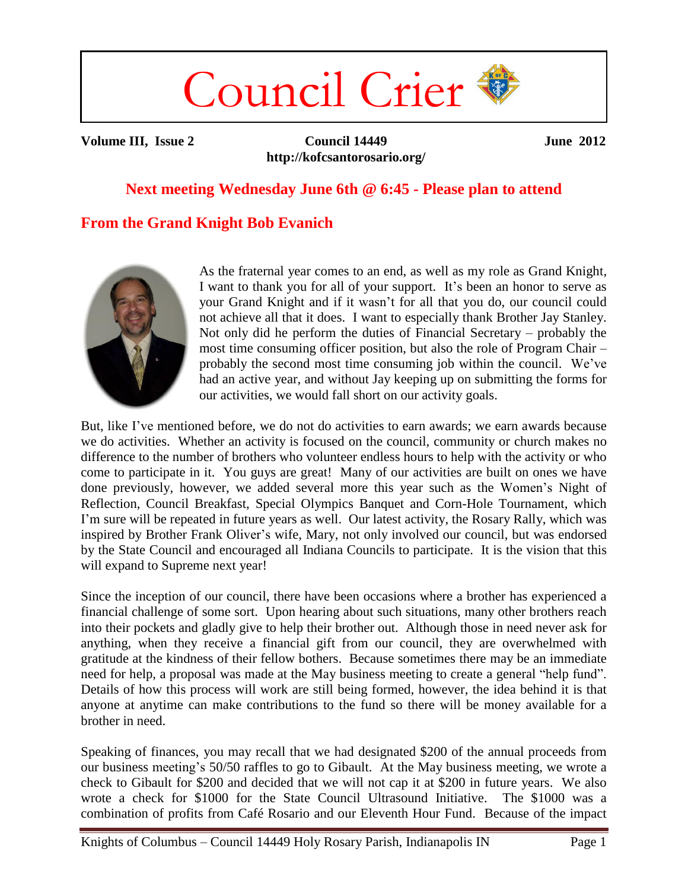# Council Crier

**Volume III, Issue 2** **Council 14449** **June 2012**

**http://kofcsantorosario.org/**

## Next meeting Wednesday June 6th @ 6:45 - Please plan to attend

## From the Grand Knight Bob Evanich

As the fraternal year comes to an end, as well as my role as Grand Knight, I want to thank you for all of your support. It's been an honor to serve as your Grand Knight and if it wasn't for all that you do, our council could not achieve all that it does. I want to especially thank Brother Jay Stanley. Not only did he perform the duties of Financial Secretary – probably the most time consuming officer position, but also the role of Program Chair – probably the second most time consuming job within the council. We've had an active year, and without Jay keeping up on submitting the forms for our activities, we would fall short on our activity goals.

But, like I've mentioned before, we do not do activities to earn awards; we earn awards because we do activities. Whether an activity is focused on the council, community or church makes no difference to the number of brothers who volunteer endless hours to help with the activity or who come to participate in it. You guys are great! Many of our activities are built on ones we have done previously, however, we added several more this year such as the Women's Night of Reflection, Council Breakfast, Special Olympics Banquet and Corn-Hole Tournament, which I'm sure will be repeated in future years as well. Our latest activity, the Rosary Rally, which was inspired by Brother Frank Oliver's wife, Mary, not only involved our council, but was endorsed by the State Council and encouraged all Indiana Councils to participate. It is the vision that this will expand to Supreme next year!

Since the inception of our council, there have been occasions where a brother has experienced a financial challenge of some sort. Upon hearing about such situations, many other brothers reach into their pockets and gladly give to help their brother out. Although those in need never ask for anything, when they receive a financial gift from our council, they are overwhelmed with gratitude at the kindness of their fellow bothers. Because sometimes there may be an immediate need for help, a proposal was made at the May business meeting to create a general "help fund". Details of how this process will work are still being formed, however, the idea behind it is that anyone at anytime can make contributions to the fund so there will be money available for a brother in need.

Speaking of finances, you may recall that we had designated $200 of the annual proceeds from our business meeting's 50/50 raffles to go to Gibault. At the May business meeting, we wrote a check to Gibault for $200 and decided that we will not cap it at $200 in future years. We also wrote a check for $1000 for the State Council Ultrasound Initiative. The $1000 was a combination of profits from Café Rosario and our Eleventh Hour Fund. Because of the impact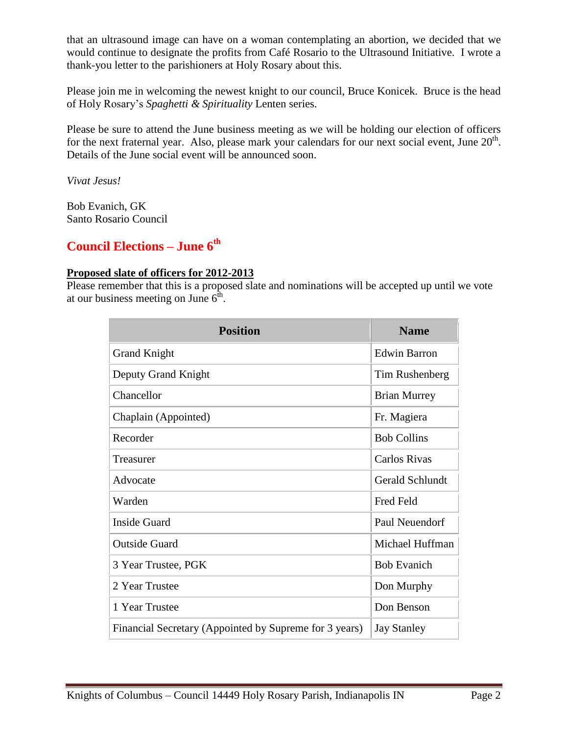that an ultrasound image can have on a woman contemplating an abortion, we decided that we would continue to designate the profits from Café Rosario to the Ultrasound Initiative. I wrote a thank-you letter to the parishioners at Holy Rosary about this.

Please join me in welcoming the newest knight to our council, Bruce Konicek. Bruce is the head of Holy Rosary's *Spaghetti & Spirituality* Lenten series.

Please be sure to attend the June business meeting as we will be holding our election of officers for the next fraternal year. Also, please mark your calendars for our next social event, June 20th. Details of the June social event will be announced soon.

*Vivat Jesus!*

Bob Evanich, GK
Santo Rosario Council

## Council Elections – June 6th

**Proposed slate of officers for 2012-2013**

Please remember that this is a proposed slate and nominations will be accepted up until we vote at our business meeting on June 6th.

| Position | Name |
|---|---|
| Grand Knight | Edwin Barron |
| Deputy Grand Knight | Tim Rushenberg |
| Chancellor | Brian Murrey |
| Chaplain (Appointed) | Fr. Magiera |
| Recorder | Bob Collins |
| Treasurer | Carlos Rivas |
| Advocate | Gerald Schlundt |
| Warden | Fred Feld |
| Inside Guard | Paul Neuendorf |
| Outside Guard | Michael Huffman |
| 3 Year Trustee, PGK | Bob Evanich |
| 2 Year Trustee | Don Murphy |
| 1 Year Trustee | Don Benson |
| Financial Secretary (Appointed by Supreme for 3 years) | Jay Stanley |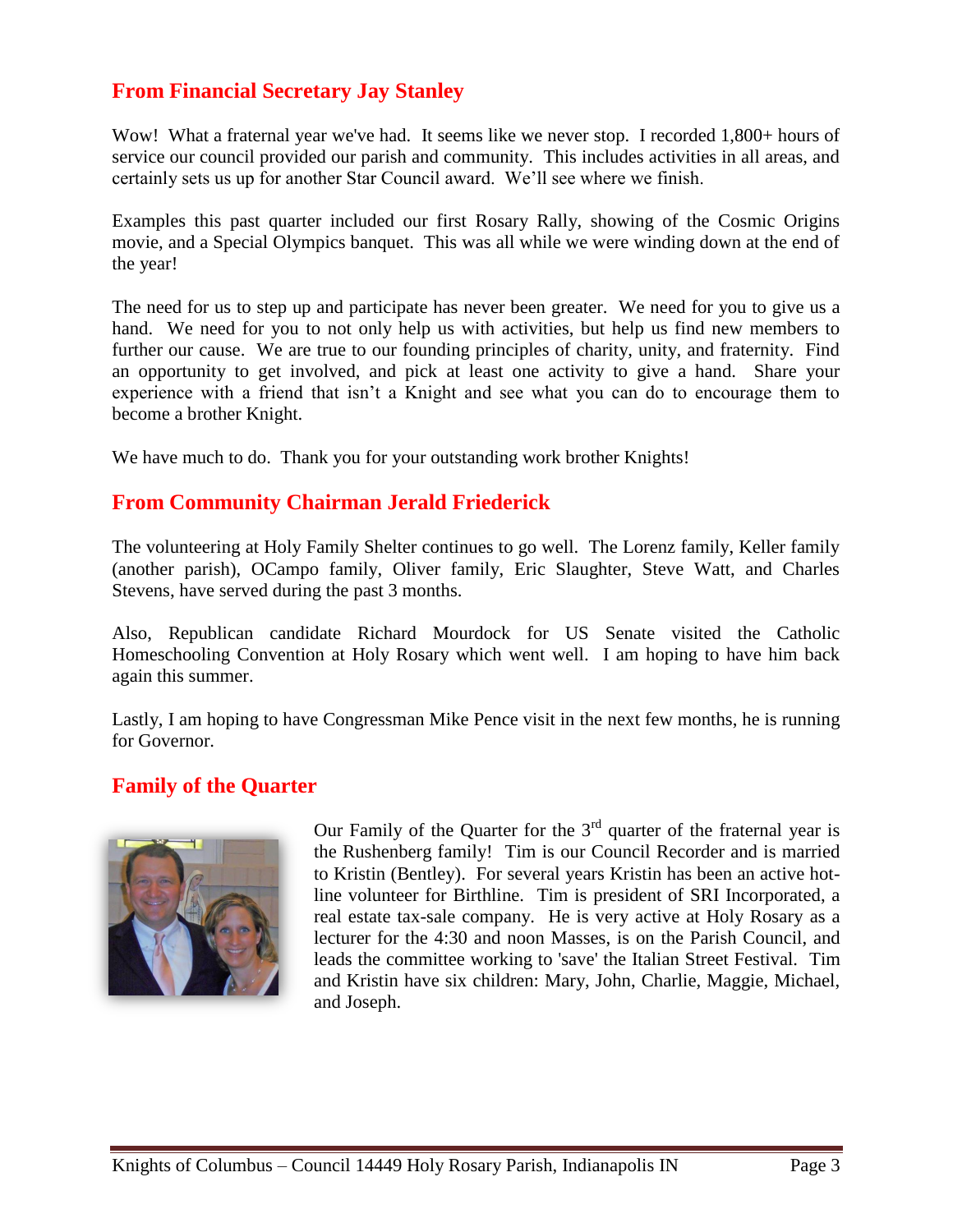## From Financial Secretary Jay Stanley

Wow! What a fraternal year we've had. It seems like we never stop. I recorded 1,800+ hours of service our council provided our parish and community. This includes activities in all areas, and certainly sets us up for another Star Council award. We'll see where we finish.

Examples this past quarter included our first Rosary Rally, showing of the Cosmic Origins movie, and a Special Olympics banquet. This was all while we were winding down at the end of the year!

The need for us to step up and participate has never been greater. We need for you to give us a hand. We need for you to not only help us with activities, but help us find new members to further our cause. We are true to our founding principles of charity, unity, and fraternity. Find an opportunity to get involved, and pick at least one activity to give a hand. Share your experience with a friend that isn't a Knight and see what you can do to encourage them to become a brother Knight.

We have much to do. Thank you for your outstanding work brother Knights!

## From Community Chairman Jerald Friederick

The volunteering at Holy Family Shelter continues to go well. The Lorenz family, Keller family (another parish), OCampo family, Oliver family, Eric Slaughter, Steve Watt, and Charles Stevens, have served during the past 3 months.

Also, Republican candidate Richard Mourdock for US Senate visited the Catholic Homeschooling Convention at Holy Rosary which went well. I am hoping to have him back again this summer.

Lastly, I am hoping to have Congressman Mike Pence visit in the next few months, he is running for Governor.

## Family of the Quarter

Our Family of the Quarter for the 3rd quarter of the fraternal year is the Rushenberg family! Tim is our Council Recorder and is married to Kristin (Bentley). For several years Kristin has been an active hot-line volunteer for Birthline. Tim is president of SRI Incorporated, a real estate tax-sale company. He is very active at Holy Rosary as a lecturer for the 4:30 and noon Masses, is on the Parish Council, and leads the committee working to 'save' the Italian Street Festival. Tim and Kristin have six children: Mary, John, Charlie, Maggie, Michael, and Joseph.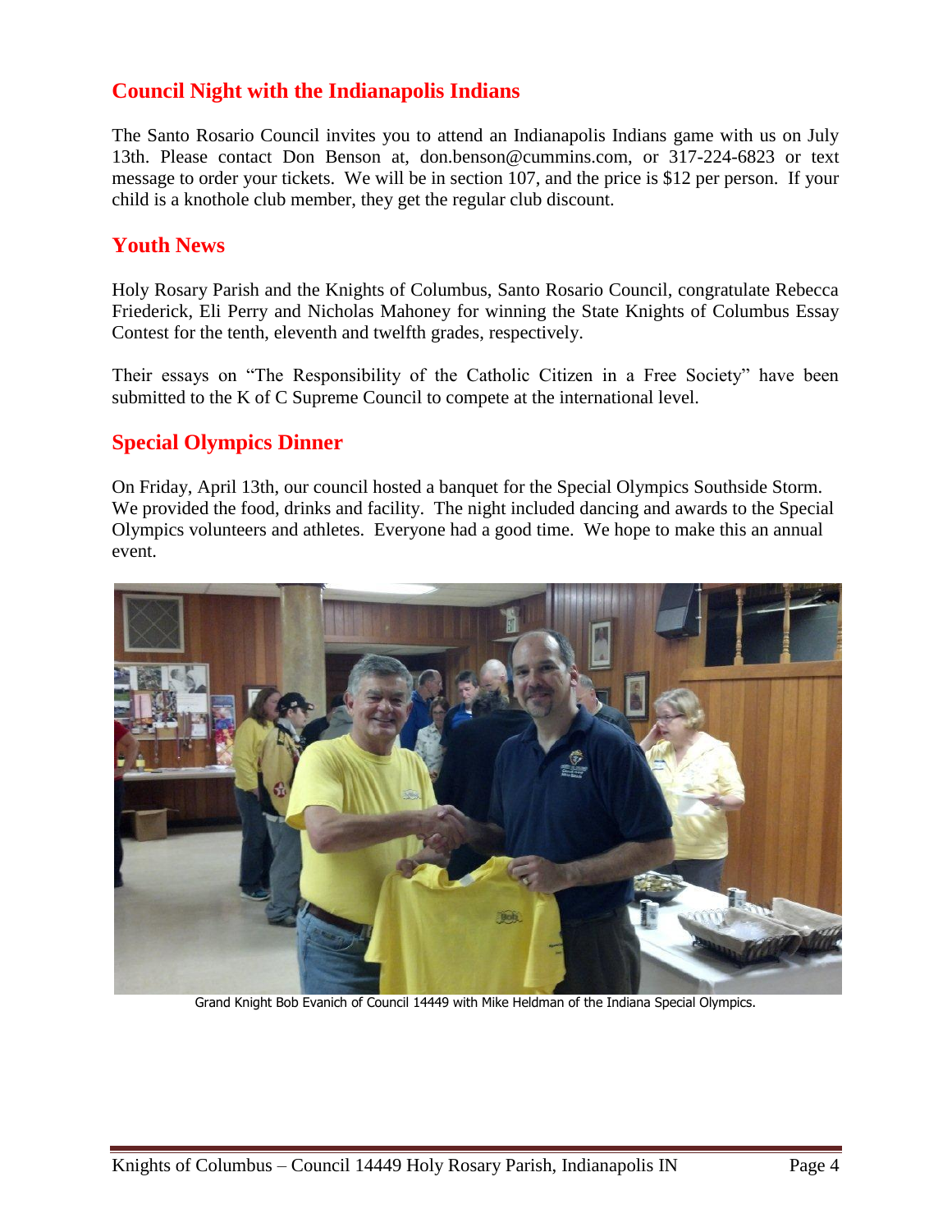## Council Night with the Indianapolis Indians

The Santo Rosario Council invites you to attend an Indianapolis Indians game with us on July 13th. Please contact Don Benson at, don.benson@cummins.com, or 317-224-6823 or text message to order your tickets. We will be in section 107, and the price is $12 per person. If your child is a knothole club member, they get the regular club discount.

## Youth News

Holy Rosary Parish and the Knights of Columbus, Santo Rosario Council, congratulate Rebecca Friederick, Eli Perry and Nicholas Mahoney for winning the State Knights of Columbus Essay Contest for the tenth, eleventh and twelfth grades, respectively.

Their essays on "The Responsibility of the Catholic Citizen in a Free Society" have been submitted to the K of C Supreme Council to compete at the international level.

## Special Olympics Dinner

On Friday, April 13th, our council hosted a banquet for the Special Olympics Southside Storm. We provided the food, drinks and facility. The night included dancing and awards to the Special Olympics volunteers and athletes. Everyone had a good time. We hope to make this an annual event.

Grand Knight Bob Evanich of Council 14449 with Mike Heldman of the Indiana Special Olympics.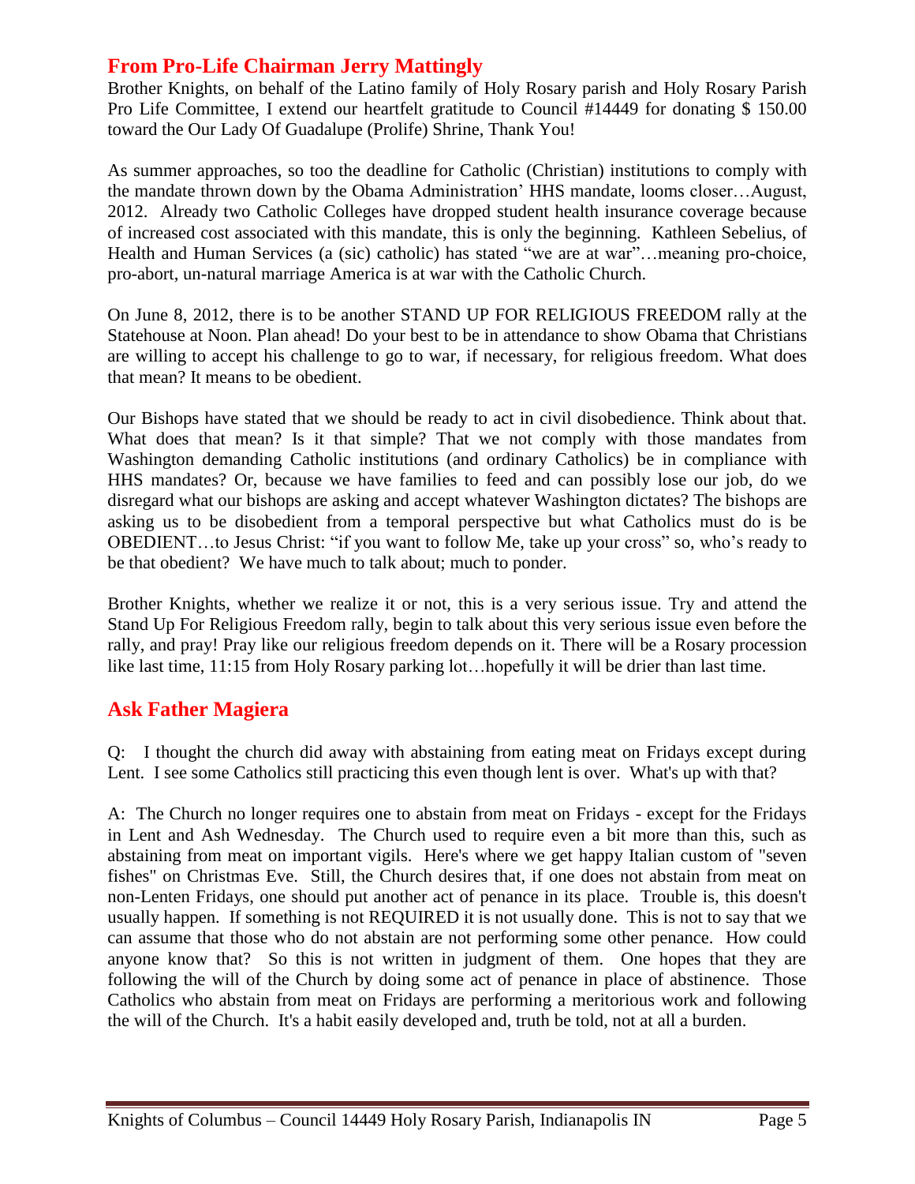## From Pro-Life Chairman Jerry Mattingly

Brother Knights, on behalf of the Latino family of Holy Rosary parish and Holy Rosary Parish Pro Life Committee, I extend our heartfelt gratitude to Council #14449 for donating $ 150.00 toward the Our Lady Of Guadalupe (Prolife) Shrine, Thank You!

As summer approaches, so too the deadline for Catholic (Christian) institutions to comply with the mandate thrown down by the Obama Administration' HHS mandate, looms closer…August, 2012. Already two Catholic Colleges have dropped student health insurance coverage because of increased cost associated with this mandate, this is only the beginning. Kathleen Sebelius, of Health and Human Services (a (sic) catholic) has stated "we are at war"…meaning pro-choice, pro-abort, un-natural marriage America is at war with the Catholic Church.

On June 8, 2012, there is to be another STAND UP FOR RELIGIOUS FREEDOM rally at the Statehouse at Noon. Plan ahead! Do your best to be in attendance to show Obama that Christians are willing to accept his challenge to go to war, if necessary, for religious freedom. What does that mean? It means to be obedient.

Our Bishops have stated that we should be ready to act in civil disobedience. Think about that. What does that mean? Is it that simple? That we not comply with those mandates from Washington demanding Catholic institutions (and ordinary Catholics) be in compliance with HHS mandates? Or, because we have families to feed and can possibly lose our job, do we disregard what our bishops are asking and accept whatever Washington dictates? The bishops are asking us to be disobedient from a temporal perspective but what Catholics must do is be OBEDIENT…to Jesus Christ: "if you want to follow Me, take up your cross" so, who's ready to be that obedient? We have much to talk about; much to ponder.

Brother Knights, whether we realize it or not, this is a very serious issue. Try and attend the Stand Up For Religious Freedom rally, begin to talk about this very serious issue even before the rally, and pray! Pray like our religious freedom depends on it. There will be a Rosary procession like last time, 11:15 from Holy Rosary parking lot…hopefully it will be drier than last time.

## Ask Father Magiera

Q: I thought the church did away with abstaining from eating meat on Fridays except during Lent. I see some Catholics still practicing this even though lent is over. What's up with that?

A: The Church no longer requires one to abstain from meat on Fridays - except for the Fridays in Lent and Ash Wednesday. The Church used to require even a bit more than this, such as abstaining from meat on important vigils. Here's where we get happy Italian custom of "seven fishes" on Christmas Eve. Still, the Church desires that, if one does not abstain from meat on non-Lenten Fridays, one should put another act of penance in its place. Trouble is, this doesn't usually happen. If something is not REQUIRED it is not usually done. This is not to say that we can assume that those who do not abstain are not performing some other penance. How could anyone know that? So this is not written in judgment of them. One hopes that they are following the will of the Church by doing some act of penance in place of abstinence. Those Catholics who abstain from meat on Fridays are performing a meritorious work and following the will of the Church. It's a habit easily developed and, truth be told, not at all a burden.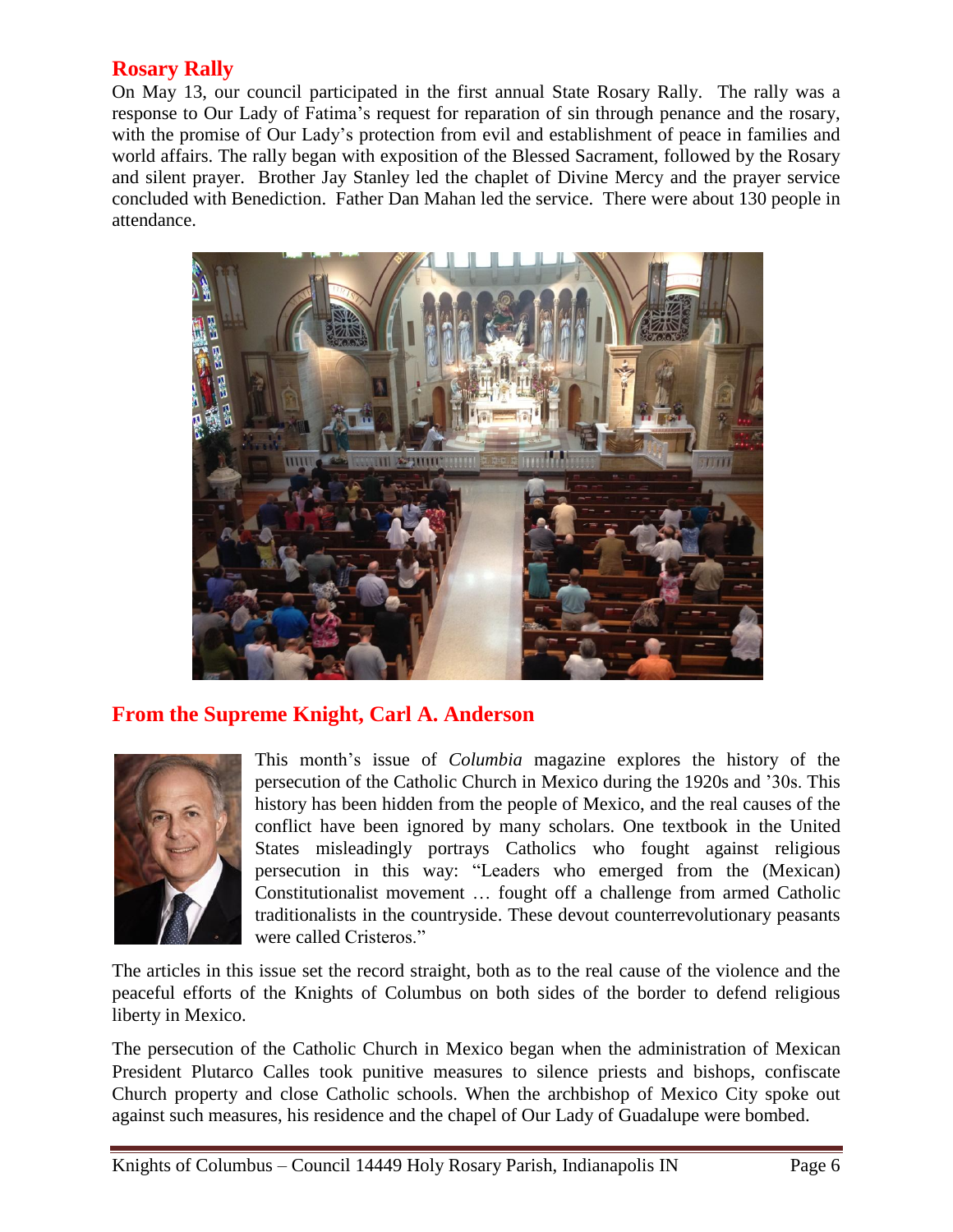## Rosary Rally

On May 13, our council participated in the first annual State Rosary Rally. The rally was a response to Our Lady of Fatima's request for reparation of sin through penance and the rosary, with the promise of Our Lady's protection from evil and establishment of peace in families and world affairs. The rally began with exposition of the Blessed Sacrament, followed by the Rosary and silent prayer. Brother Jay Stanley led the chaplet of Divine Mercy and the prayer service concluded with Benediction. Father Dan Mahan led the service. There were about 130 people in attendance.

## From the Supreme Knight, Carl A. Anderson

This month's issue of *Columbia* magazine explores the history of the persecution of the Catholic Church in Mexico during the 1920s and '30s. This history has been hidden from the people of Mexico, and the real causes of the conflict have been ignored by many scholars. One textbook in the United States misleadingly portrays Catholics who fought against religious persecution in this way: "Leaders who emerged from the (Mexican) Constitutionalist movement … fought off a challenge from armed Catholic traditionalists in the countryside. These devout counterrevolutionary peasants were called Cristeros."

The articles in this issue set the record straight, both as to the real cause of the violence and the peaceful efforts of the Knights of Columbus on both sides of the border to defend religious liberty in Mexico.

The persecution of the Catholic Church in Mexico began when the administration of Mexican President Plutarco Calles took punitive measures to silence priests and bishops, confiscate Church property and close Catholic schools. When the archbishop of Mexico City spoke out against such measures, his residence and the chapel of Our Lady of Guadalupe were bombed.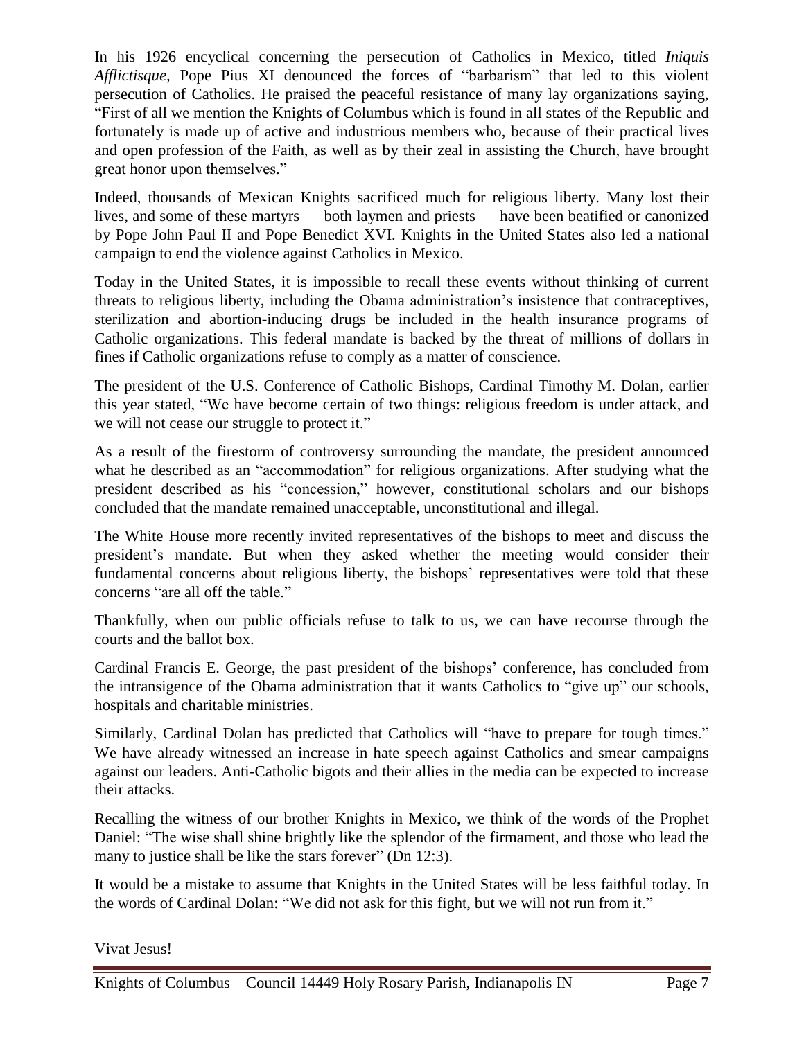In his 1926 encyclical concerning the persecution of Catholics in Mexico, titled *Iniquis Afflictisque*, Pope Pius XI denounced the forces of "barbarism" that led to this violent persecution of Catholics. He praised the peaceful resistance of many lay organizations saying, "First of all we mention the Knights of Columbus which is found in all states of the Republic and fortunately is made up of active and industrious members who, because of their practical lives and open profession of the Faith, as well as by their zeal in assisting the Church, have brought great honor upon themselves."

Indeed, thousands of Mexican Knights sacrificed much for religious liberty. Many lost their lives, and some of these martyrs — both laymen and priests — have been beatified or canonized by Pope John Paul II and Pope Benedict XVI. Knights in the United States also led a national campaign to end the violence against Catholics in Mexico.

Today in the United States, it is impossible to recall these events without thinking of current threats to religious liberty, including the Obama administration's insistence that contraceptives, sterilization and abortion-inducing drugs be included in the health insurance programs of Catholic organizations. This federal mandate is backed by the threat of millions of dollars in fines if Catholic organizations refuse to comply as a matter of conscience.

The president of the U.S. Conference of Catholic Bishops, Cardinal Timothy M. Dolan, earlier this year stated, "We have become certain of two things: religious freedom is under attack, and we will not cease our struggle to protect it."

As a result of the firestorm of controversy surrounding the mandate, the president announced what he described as an "accommodation" for religious organizations. After studying what the president described as his "concession," however, constitutional scholars and our bishops concluded that the mandate remained unacceptable, unconstitutional and illegal.

The White House more recently invited representatives of the bishops to meet and discuss the president's mandate. But when they asked whether the meeting would consider their fundamental concerns about religious liberty, the bishops' representatives were told that these concerns "are all off the table."

Thankfully, when our public officials refuse to talk to us, we can have recourse through the courts and the ballot box.

Cardinal Francis E. George, the past president of the bishops' conference, has concluded from the intransigence of the Obama administration that it wants Catholics to "give up" our schools, hospitals and charitable ministries.

Similarly, Cardinal Dolan has predicted that Catholics will "have to prepare for tough times." We have already witnessed an increase in hate speech against Catholics and smear campaigns against our leaders. Anti-Catholic bigots and their allies in the media can be expected to increase their attacks.

Recalling the witness of our brother Knights in Mexico, we think of the words of the Prophet Daniel: "The wise shall shine brightly like the splendor of the firmament, and those who lead the many to justice shall be like the stars forever" (Dn 12:3).

It would be a mistake to assume that Knights in the United States will be less faithful today. In the words of Cardinal Dolan: "We did not ask for this fight, but we will not run from it."

Vivat Jesus!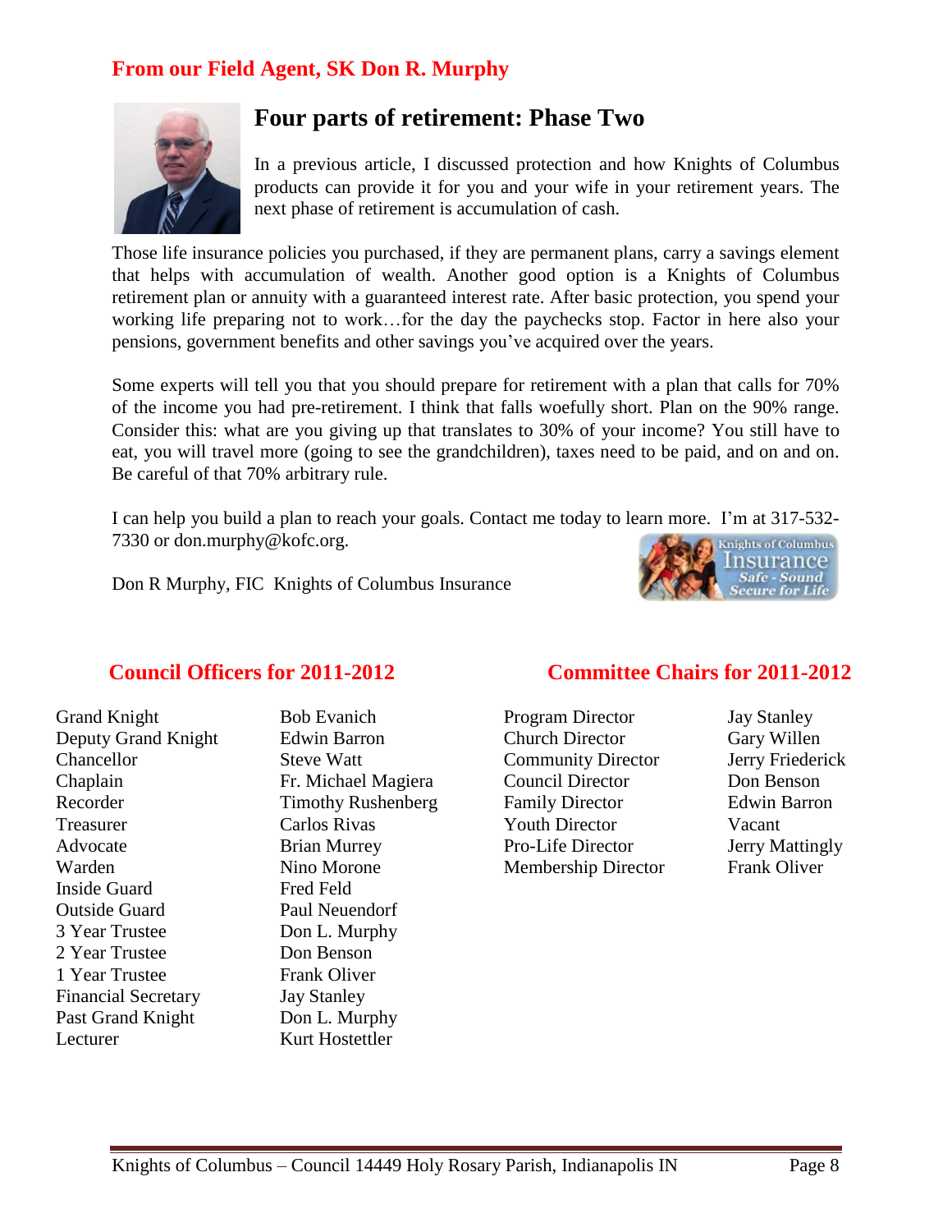## From our Field Agent, SK Don R. Murphy

### Four parts of retirement: Phase Two

In a previous article, I discussed protection and how Knights of Columbus products can provide it for you and your wife in your retirement years. The next phase of retirement is accumulation of cash.

Those life insurance policies you purchased, if they are permanent plans, carry a savings element that helps with accumulation of wealth. Another good option is a Knights of Columbus retirement plan or annuity with a guaranteed interest rate. After basic protection, you spend your working life preparing not to work…for the day the paychecks stop. Factor in here also your pensions, government benefits and other savings you've acquired over the years.

Some experts will tell you that you should prepare for retirement with a plan that calls for 70% of the income you had pre-retirement. I think that falls woefully short. Plan on the 90% range. Consider this: what are you giving up that translates to 30% of your income? You still have to eat, you will travel more (going to see the grandchildren), taxes need to be paid, and on and on. Be careful of that 70% arbitrary rule.

I can help you build a plan to reach your goals. Contact me today to learn more. I'm at 317-532-7330 or don.murphy@kofc.org.

Don R Murphy, FIC Knights of Columbus Insurance

Knights of Columbus Insurance
Safe - Sound
Secure for Life

## Council Officers for 2011-2012

| | |
|---|---|
| Grand Knight | Bob Evanich |
| Deputy Grand Knight | Edwin Barron |
| Chancellor | Steve Watt |
| Chaplain | Fr. Michael Magiera |
| Recorder | Timothy Rushenberg |
| Treasurer | Carlos Rivas |
| Advocate | Brian Murrey |
| Warden | Nino Morone |
| Inside Guard | Fred Feld |
| Outside Guard | Paul Neuendorf |
| 3 Year Trustee | Don L. Murphy |
| 2 Year Trustee | Don Benson |
| 1 Year Trustee | Frank Oliver |
| Financial Secretary | Jay Stanley |
| Past Grand Knight | Don L. Murphy |
| Lecturer | Kurt Hostettler |

## Committee Chairs for 2011-2012

| | |
|---|---|
| Program Director | Jay Stanley |
| Church Director | Gary Willen |
| Community Director | Jerry Friederick |
| Council Director | Don Benson |
| Family Director | Edwin Barron |
| Youth Director | Vacant |
| Pro-Life Director | Jerry Mattingly |
| Membership Director | Frank Oliver |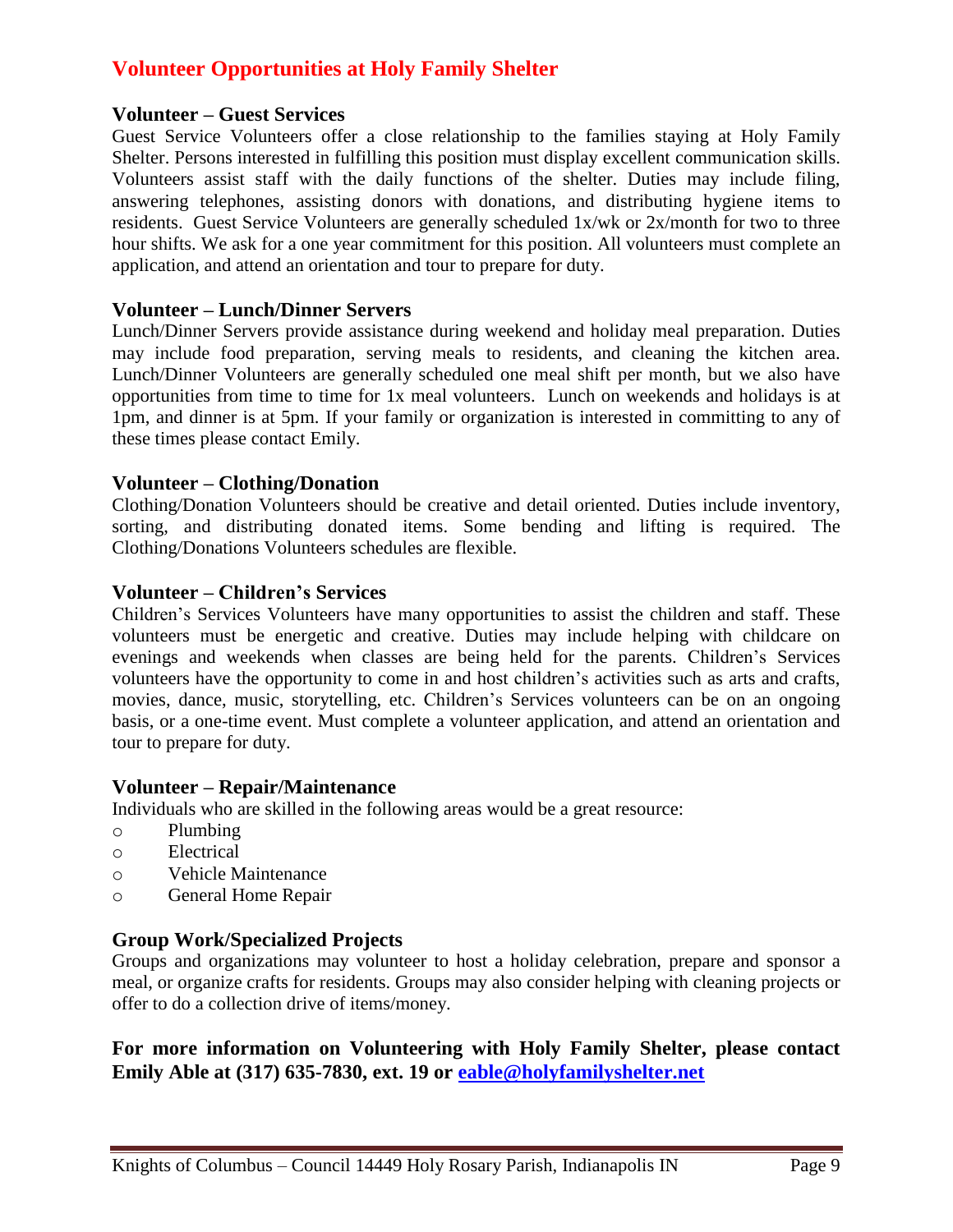## Volunteer Opportunities at Holy Family Shelter

### Volunteer – Guest Services

Guest Service Volunteers offer a close relationship to the families staying at Holy Family Shelter. Persons interested in fulfilling this position must display excellent communication skills. Volunteers assist staff with the daily functions of the shelter. Duties may include filing, answering telephones, assisting donors with donations, and distributing hygiene items to residents. Guest Service Volunteers are generally scheduled 1x/wk or 2x/month for two to three hour shifts. We ask for a one year commitment for this position. All volunteers must complete an application, and attend an orientation and tour to prepare for duty.

### Volunteer – Lunch/Dinner Servers

Lunch/Dinner Servers provide assistance during weekend and holiday meal preparation. Duties may include food preparation, serving meals to residents, and cleaning the kitchen area. Lunch/Dinner Volunteers are generally scheduled one meal shift per month, but we also have opportunities from time to time for 1x meal volunteers. Lunch on weekends and holidays is at 1pm, and dinner is at 5pm. If your family or organization is interested in committing to any of these times please contact Emily.

### Volunteer – Clothing/Donation

Clothing/Donation Volunteers should be creative and detail oriented. Duties include inventory, sorting, and distributing donated items. Some bending and lifting is required. The Clothing/Donations Volunteers schedules are flexible.

### Volunteer – Children's Services

Children's Services Volunteers have many opportunities to assist the children and staff. These volunteers must be energetic and creative. Duties may include helping with childcare on evenings and weekends when classes are being held for the parents. Children's Services volunteers have the opportunity to come in and host children's activities such as arts and crafts, movies, dance, music, storytelling, etc. Children's Services volunteers can be on an ongoing basis, or a one-time event. Must complete a volunteer application, and attend an orientation and tour to prepare for duty.

### Volunteer – Repair/Maintenance

Individuals who are skilled in the following areas would be a great resource:

- Plumbing
- Electrical
- Vehicle Maintenance
- General Home Repair

### Group Work/Specialized Projects

Groups and organizations may volunteer to host a holiday celebration, prepare and sponsor a meal, or organize crafts for residents. Groups may also consider helping with cleaning projects or offer to do a collection drive of items/money.

**For more information on Volunteering with Holy Family Shelter, please contact Emily Able at (317) 635-7830, ext. 19 or [eable@holyfamilyshelter.net](mailto:eable@holyfamilyshelter.net)**